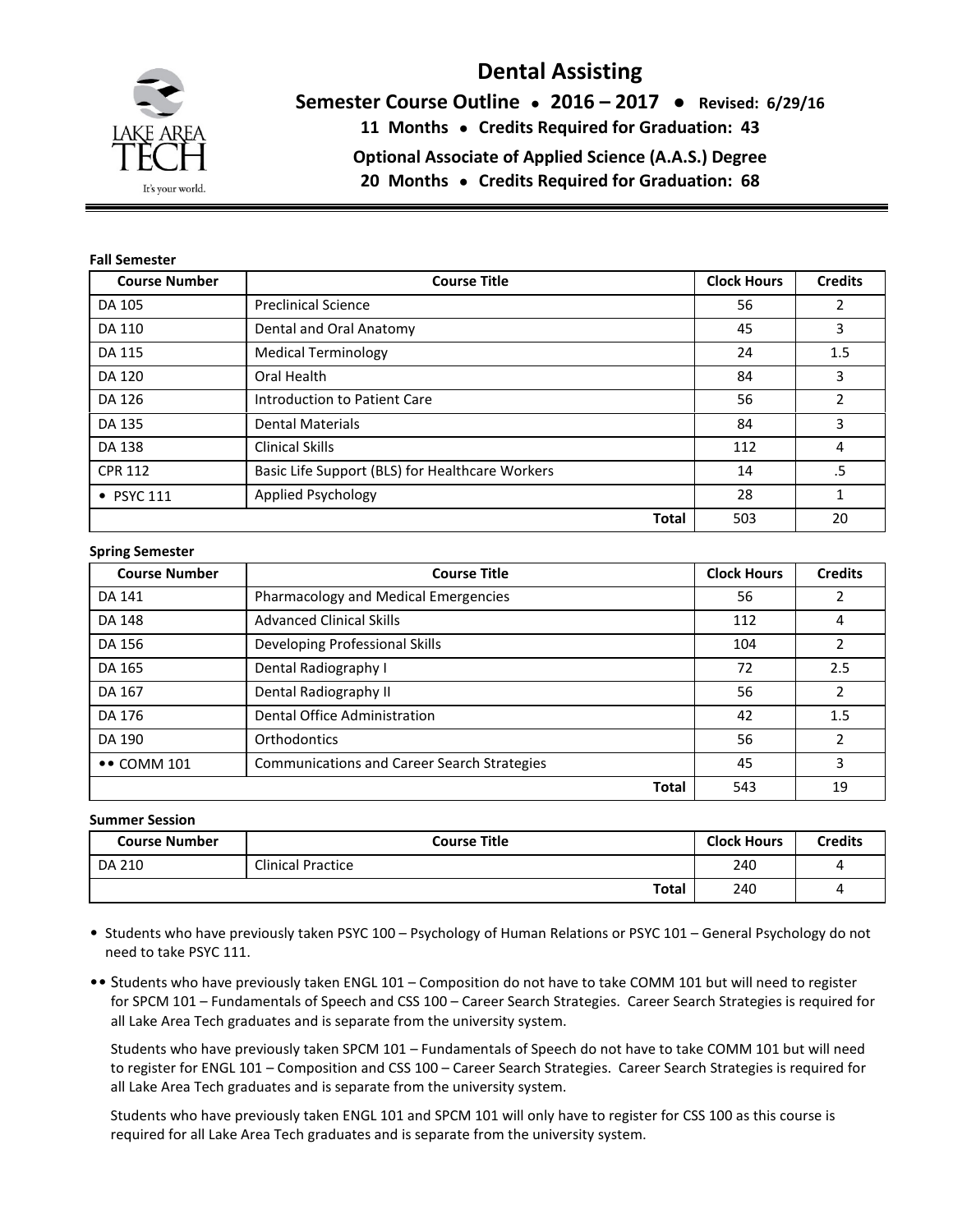# Dental Assisting

**Semester Course Outline • 2016 – 2017 • Revised: 6/29/16**

**11 Months • Credits Required for Graduation: 43**

**Optional Associate of Applied Science (A.A.S.) Degree**

**20 Months • Credits Required for Graduation: 68**

**Fall Semester**

| Course Number | Course Title | Clock Hours | Credits |
|---|---|---|---|
| DA 105 | Preclinical Science | 56 | 2 |
| DA 110 | Dental and Oral Anatomy | 45 | 3 |
| DA 115 | Medical Terminology | 24 | 1.5 |
| DA 120 | Oral Health | 84 | 3 |
| DA 126 | Introduction to Patient Care | 56 | 2 |
| DA 135 | Dental Materials | 84 | 3 |
| DA 138 | Clinical Skills | 112 | 4 |
| CPR 112 | Basic Life Support (BLS) for Healthcare Workers | 14 | .5 |
| • PSYC 111 | Applied Psychology | 28 | 1 |
| | **Total** | 503 | 20 |

**Spring Semester**

| Course Number | Course Title | Clock Hours | Credits |
|---|---|---|---|
| DA 141 | Pharmacology and Medical Emergencies | 56 | 2 |
| DA 148 | Advanced Clinical Skills | 112 | 4 |
| DA 156 | Developing Professional Skills | 104 | 2 |
| DA 165 | Dental Radiography I | 72 | 2.5 |
| DA 167 | Dental Radiography II | 56 | 2 |
| DA 176 | Dental Office Administration | 42 | 1.5 |
| DA 190 | Orthodontics | 56 | 2 |
| •• COMM 101 | Communications and Career Search Strategies | 45 | 3 |
| | **Total** | 543 | 19 |

**Summer Session**

| Course Number | Course Title | Clock Hours | Credits |
|---|---|---|---|
| DA 210 | Clinical Practice | 240 | 4 |
| | **Total** | 240 | 4 |

• Students who have previously taken PSYC 100 – Psychology of Human Relations or PSYC 101 – General Psychology do not need to take PSYC 111.

•• Students who have previously taken ENGL 101 – Composition do not have to take COMM 101 but will need to register for SPCM 101 – Fundamentals of Speech and CSS 100 – Career Search Strategies. Career Search Strategies is required for all Lake Area Tech graduates and is separate from the university system.

Students who have previously taken SPCM 101 – Fundamentals of Speech do not have to take COMM 101 but will need to register for ENGL 101 – Composition and CSS 100 – Career Search Strategies. Career Search Strategies is required for all Lake Area Tech graduates and is separate from the university system.

Students who have previously taken ENGL 101 and SPCM 101 will only have to register for CSS 100 as this course is required for all Lake Area Tech graduates and is separate from the university system.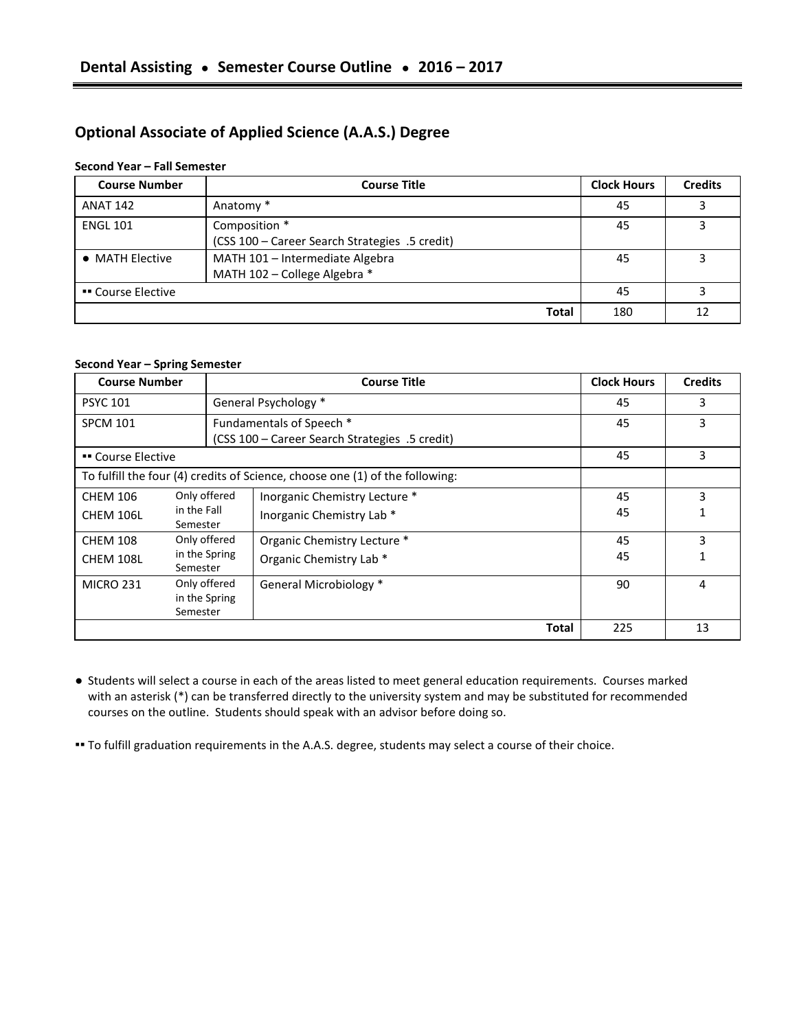## Dental Assisting • Semester Course Outline • 2016 – 2017

## Optional Associate of Applied Science (A.A.S.) Degree

**Second Year – Fall Semester**

| Course Number | Course Title | Clock Hours | Credits |
|---|---|---|---|
| ANAT 142 | Anatomy * | 45 | 3 |
| ENGL 101 | Composition *<br>(CSS 100 – Career Search Strategies .5 credit) | 45 | 3 |
| ● MATH Elective | MATH 101 – Intermediate Algebra<br>MATH 102 – College Algebra * | 45 | 3 |
| ▪▪ Course Elective | | 45 | 3 |
| | **Total** | 180 | 12 |

**Second Year – Spring Semester**

| Course Number | | Course Title | Clock Hours | Credits |
|---|---|---|---|---|
| PSYC 101 | | General Psychology * | 45 | 3 |
| SPCM 101 | | Fundamentals of Speech *<br>(CSS 100 – Career Search Strategies .5 credit) | 45 | 3 |
| ▪▪ Course Elective | | | 45 | 3 |
| To fulfill the four (4) credits of Science, choose one (1) of the following: | | | | |
| CHEM 106<br>CHEM 106L | Only offered in the Fall Semester | Inorganic Chemistry Lecture *<br>Inorganic Chemistry Lab * | 45<br>45 | 3<br>1 |
| CHEM 108<br>CHEM 108L | Only offered in the Spring Semester | Organic Chemistry Lecture *<br>Organic Chemistry Lab * | 45<br>45 | 3<br>1 |
| MICRO 231 | Only offered in the Spring Semester | General Microbiology * | 90 | 4 |
| | | **Total** | 225 | 13 |

● Students will select a course in each of the areas listed to meet general education requirements. Courses marked with an asterisk (*) can be transferred directly to the university system and may be substituted for recommended courses on the outline. Students should speak with an advisor before doing so.

▪▪ To fulfill graduation requirements in the A.A.S. degree, students may select a course of their choice.